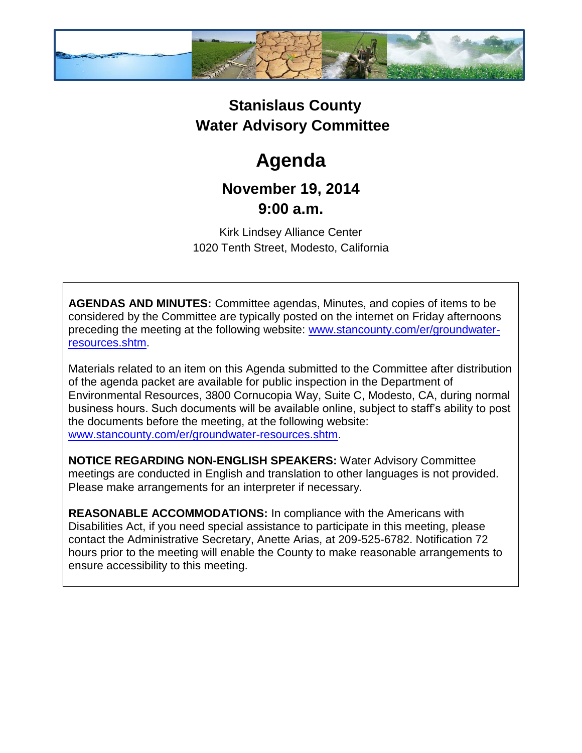# Stanislaus County
# Water Advisory Committee

# Agenda

## November 19, 2014
## 9:00 a.m.

Kirk Lindsey Alliance Center
1020 Tenth Street, Modesto, California

**AGENDAS AND MINUTES:** Committee agendas, Minutes, and copies of items to be considered by the Committee are typically posted on the internet on Friday afternoons preceding the meeting at the following website: www.stancounty.com/er/groundwater-resources.shtm.

Materials related to an item on this Agenda submitted to the Committee after distribution of the agenda packet are available for public inspection in the Department of Environmental Resources, 3800 Cornucopia Way, Suite C, Modesto, CA, during normal business hours. Such documents will be available online, subject to staff's ability to post the documents before the meeting, at the following website: www.stancounty.com/er/groundwater-resources.shtm.

**NOTICE REGARDING NON-ENGLISH SPEAKERS:** Water Advisory Committee meetings are conducted in English and translation to other languages is not provided. Please make arrangements for an interpreter if necessary.

**REASONABLE ACCOMMODATIONS:** In compliance with the Americans with Disabilities Act, if you need special assistance to participate in this meeting, please contact the Administrative Secretary, Anette Arias, at 209-525-6782. Notification 72 hours prior to the meeting will enable the County to make reasonable arrangements to ensure accessibility to this meeting.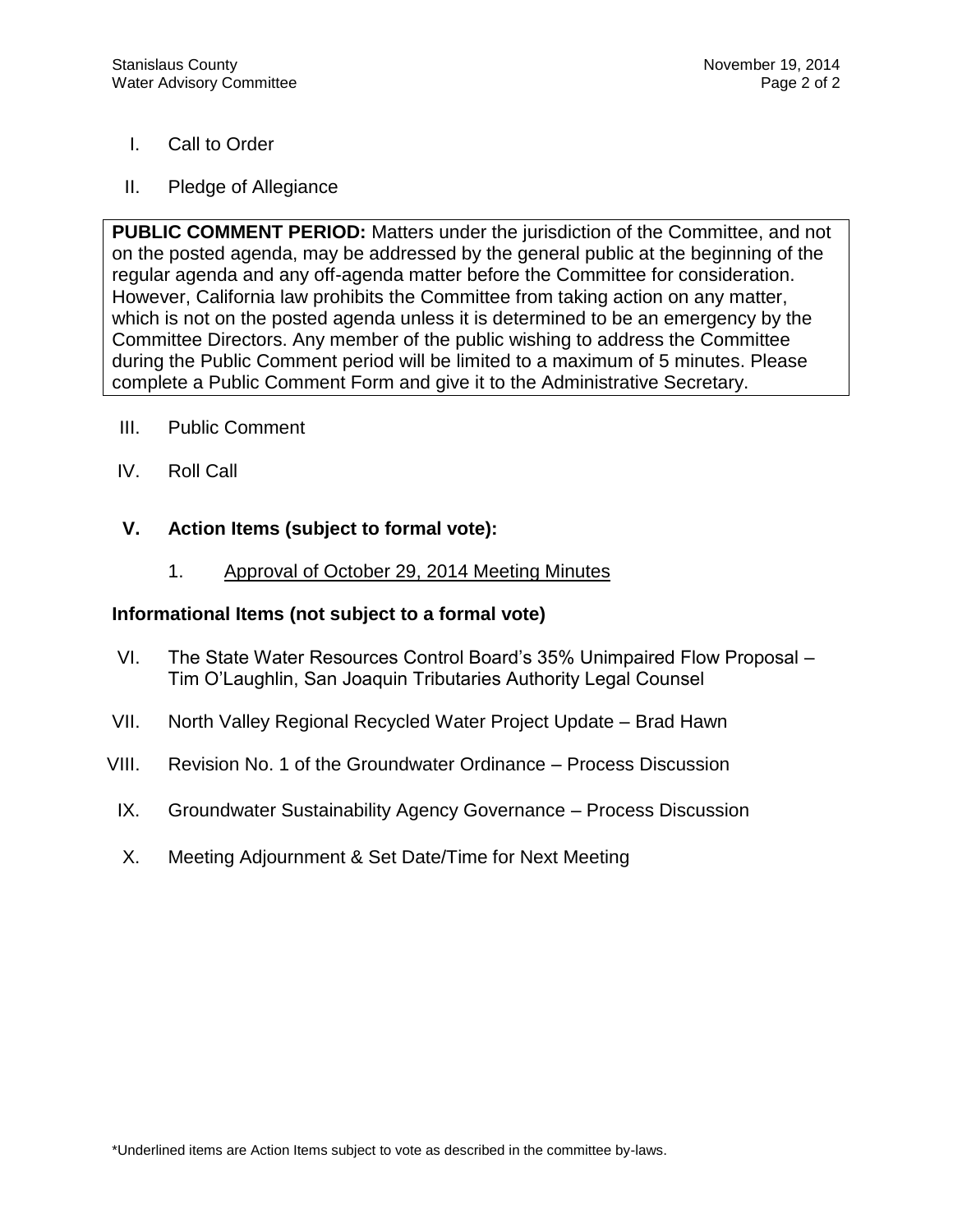I. Call to Order

II. Pledge of Allegiance

**PUBLIC COMMENT PERIOD:** Matters under the jurisdiction of the Committee, and not on the posted agenda, may be addressed by the general public at the beginning of the regular agenda and any off-agenda matter before the Committee for consideration. However, California law prohibits the Committee from taking action on any matter, which is not on the posted agenda unless it is determined to be an emergency by the Committee Directors. Any member of the public wishing to address the Committee during the Public Comment period will be limited to a maximum of 5 minutes. Please complete a Public Comment Form and give it to the Administrative Secretary.

III. Public Comment

IV. Roll Call

**V. Action Items (subject to formal vote):**

1. <u>Approval of October 29, 2014 Meeting Minutes</u>

**Informational Items (not subject to a formal vote)**

VI. The State Water Resources Control Board's 35% Unimpaired Flow Proposal – Tim O'Laughlin, San Joaquin Tributaries Authority Legal Counsel

VII. North Valley Regional Recycled Water Project Update – Brad Hawn

VIII. Revision No. 1 of the Groundwater Ordinance – Process Discussion

IX. Groundwater Sustainability Agency Governance – Process Discussion

X. Meeting Adjournment & Set Date/Time for Next Meeting

*Underlined items are Action Items subject to vote as described in the committee by-laws.